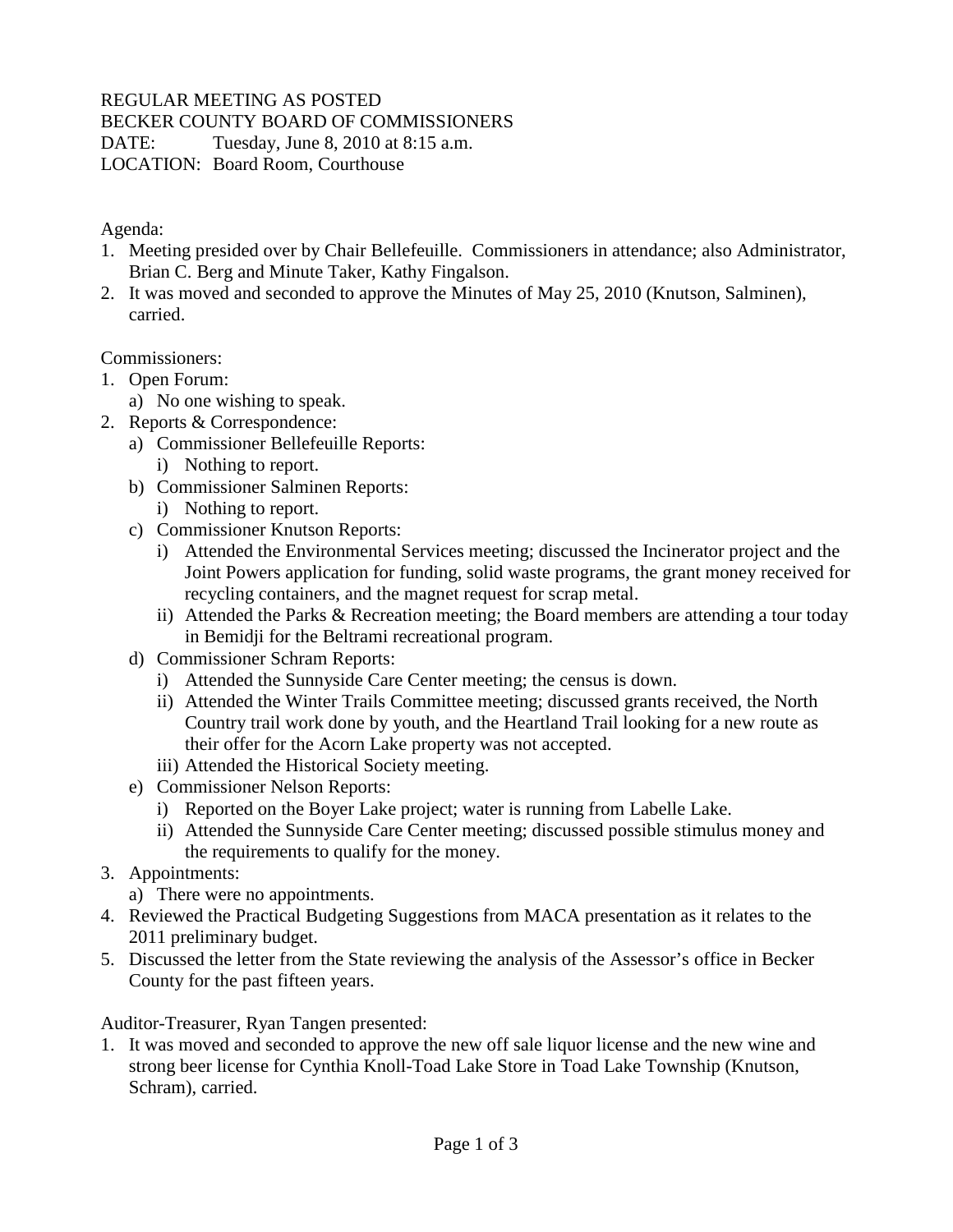REGULAR MEETING AS POSTED
BECKER COUNTY BOARD OF COMMISSIONERS
DATE: Tuesday, June 8, 2010 at 8:15 a.m.
LOCATION: Board Room, Courthouse

Agenda:

1. Meeting presided over by Chair Bellefeuille. Commissioners in attendance; also Administrator, Brian C. Berg and Minute Taker, Kathy Fingalson.
2. It was moved and seconded to approve the Minutes of May 25, 2010 (Knutson, Salminen), carried.

Commissioners:

1. Open Forum:
   a) No one wishing to speak.
2. Reports & Correspondence:
   a) Commissioner Bellefeuille Reports:
      i) Nothing to report.
   b) Commissioner Salminen Reports:
      i) Nothing to report.
   c) Commissioner Knutson Reports:
      i) Attended the Environmental Services meeting; discussed the Incinerator project and the Joint Powers application for funding, solid waste programs, the grant money received for recycling containers, and the magnet request for scrap metal.
      ii) Attended the Parks & Recreation meeting; the Board members are attending a tour today in Bemidji for the Beltrami recreational program.
   d) Commissioner Schram Reports:
      i) Attended the Sunnyside Care Center meeting; the census is down.
      ii) Attended the Winter Trails Committee meeting; discussed grants received, the North Country trail work done by youth, and the Heartland Trail looking for a new route as their offer for the Acorn Lake property was not accepted.
      iii) Attended the Historical Society meeting.
   e) Commissioner Nelson Reports:
      i) Reported on the Boyer Lake project; water is running from Labelle Lake.
      ii) Attended the Sunnyside Care Center meeting; discussed possible stimulus money and the requirements to qualify for the money.
3. Appointments:
   a) There were no appointments.
4. Reviewed the Practical Budgeting Suggestions from MACA presentation as it relates to the 2011 preliminary budget.
5. Discussed the letter from the State reviewing the analysis of the Assessor's office in Becker County for the past fifteen years.

Auditor-Treasurer, Ryan Tangen presented:

1. It was moved and seconded to approve the new off sale liquor license and the new wine and strong beer license for Cynthia Knoll-Toad Lake Store in Toad Lake Township (Knutson, Schram), carried.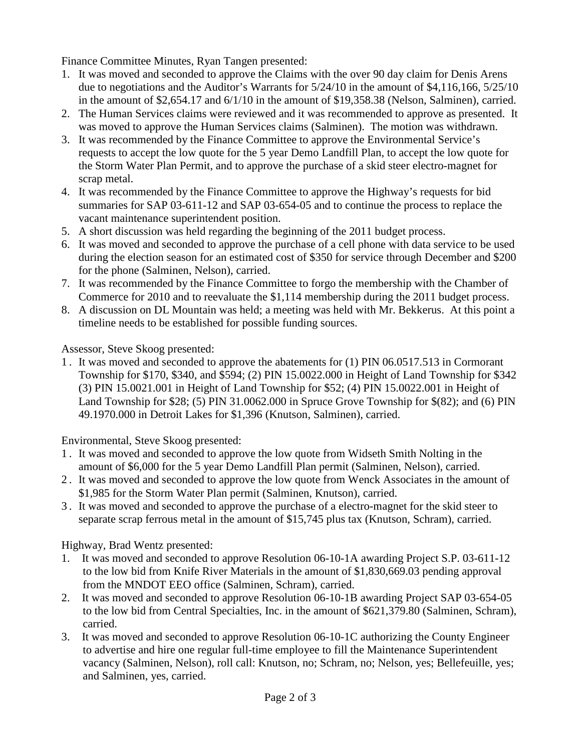Finance Committee Minutes, Ryan Tangen presented:

1. It was moved and seconded to approve the Claims with the over 90 day claim for Denis Arens due to negotiations and the Auditor's Warrants for 5/24/10 in the amount of $4,116,166, 5/25/10 in the amount of $2,654.17 and 6/1/10 in the amount of $19,358.38 (Nelson, Salminen), carried.
2. The Human Services claims were reviewed and it was recommended to approve as presented. It was moved to approve the Human Services claims (Salminen). The motion was withdrawn.
3. It was recommended by the Finance Committee to approve the Environmental Service's requests to accept the low quote for the 5 year Demo Landfill Plan, to accept the low quote for the Storm Water Plan Permit, and to approve the purchase of a skid steer electro-magnet for scrap metal.
4. It was recommended by the Finance Committee to approve the Highway's requests for bid summaries for SAP 03-611-12 and SAP 03-654-05 and to continue the process to replace the vacant maintenance superintendent position.
5. A short discussion was held regarding the beginning of the 2011 budget process.
6. It was moved and seconded to approve the purchase of a cell phone with data service to be used during the election season for an estimated cost of $350 for service through December and $200 for the phone (Salminen, Nelson), carried.
7. It was recommended by the Finance Committee to forgo the membership with the Chamber of Commerce for 2010 and to reevaluate the $1,114 membership during the 2011 budget process.
8. A discussion on DL Mountain was held; a meeting was held with Mr. Bekkerus. At this point a timeline needs to be established for possible funding sources.

Assessor, Steve Skoog presented:

1. It was moved and seconded to approve the abatements for (1) PIN 06.0517.513 in Cormorant Township for $170, $340, and $594; (2) PIN 15.0022.000 in Height of Land Township for $342 (3) PIN 15.0021.001 in Height of Land Township for $52; (4) PIN 15.0022.001 in Height of Land Township for $28; (5) PIN 31.0062.000 in Spruce Grove Township for $(82); and (6) PIN 49.1970.000 in Detroit Lakes for $1,396 (Knutson, Salminen), carried.

Environmental, Steve Skoog presented:

1. It was moved and seconded to approve the low quote from Widseth Smith Nolting in the amount of $6,000 for the 5 year Demo Landfill Plan permit (Salminen, Nelson), carried.
2. It was moved and seconded to approve the low quote from Wenck Associates in the amount of $1,985 for the Storm Water Plan permit (Salminen, Knutson), carried.
3. It was moved and seconded to approve the purchase of a electro-magnet for the skid steer to separate scrap ferrous metal in the amount of $15,745 plus tax (Knutson, Schram), carried.

Highway, Brad Wentz presented:

1. It was moved and seconded to approve Resolution 06-10-1A awarding Project S.P. 03-611-12 to the low bid from Knife River Materials in the amount of $1,830,669.03 pending approval from the MNDOT EEO office (Salminen, Schram), carried.
2. It was moved and seconded to approve Resolution 06-10-1B awarding Project SAP 03-654-05 to the low bid from Central Specialties, Inc. in the amount of $621,379.80 (Salminen, Schram), carried.
3. It was moved and seconded to approve Resolution 06-10-1C authorizing the County Engineer to advertise and hire one regular full-time employee to fill the Maintenance Superintendent vacancy (Salminen, Nelson), roll call: Knutson, no; Schram, no; Nelson, yes; Bellefeuille, yes; and Salminen, yes, carried.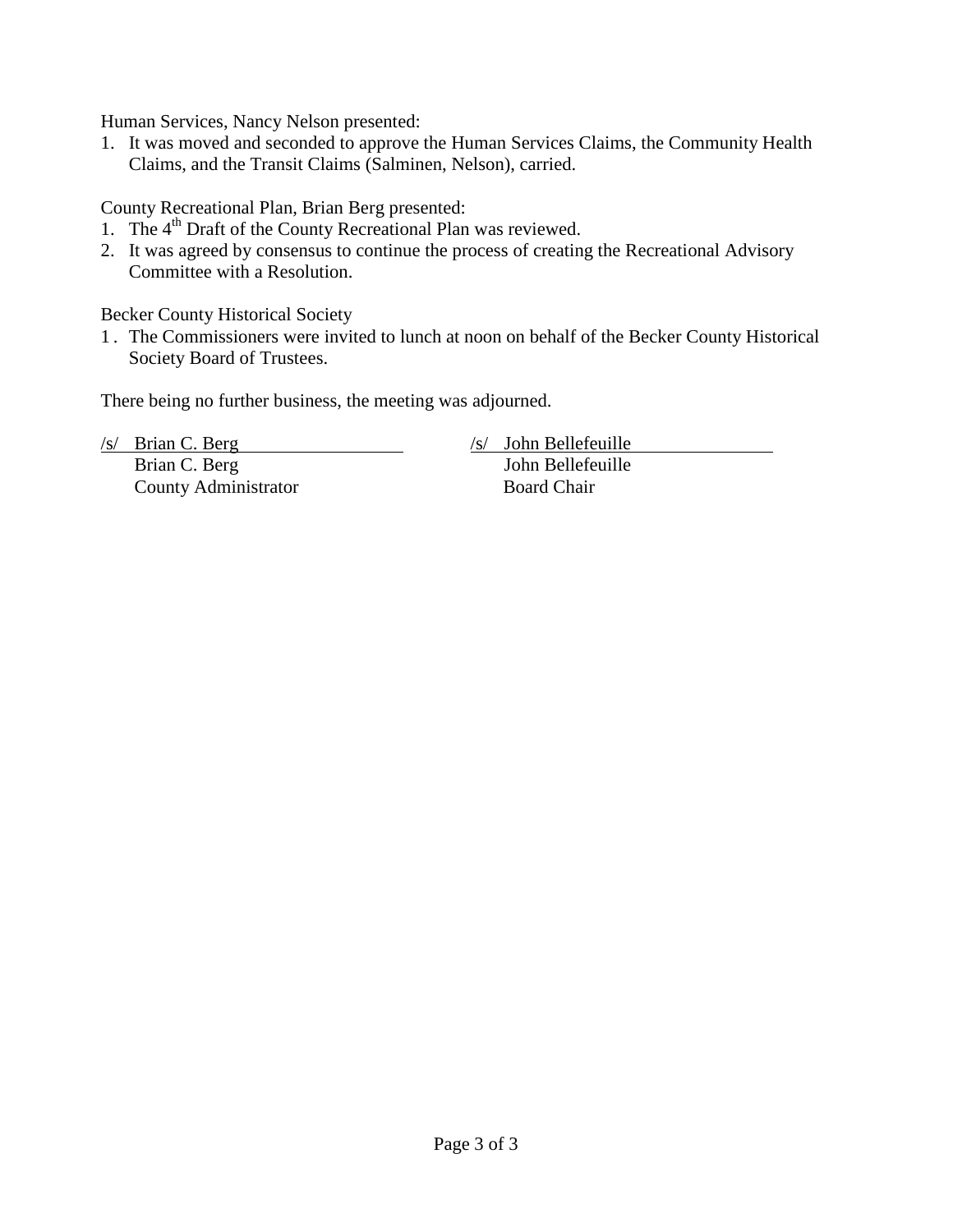Human Services, Nancy Nelson presented:

1. It was moved and seconded to approve the Human Services Claims, the Community Health Claims, and the Transit Claims (Salminen, Nelson), carried.

County Recreational Plan, Brian Berg presented:

1. The 4th Draft of the County Recreational Plan was reviewed.
2. It was agreed by consensus to continue the process of creating the Recreational Advisory Committee with a Resolution.

Becker County Historical Society

1. The Commissioners were invited to lunch at noon on behalf of the Becker County Historical Society Board of Trustees.

There being no further business, the meeting was adjourned.

| | |
|---|---|
| /s/ Brian C. Berg | /s/ John Bellefeuille |
| Brian C. Berg | John Bellefeuille |
| County Administrator | Board Chair |